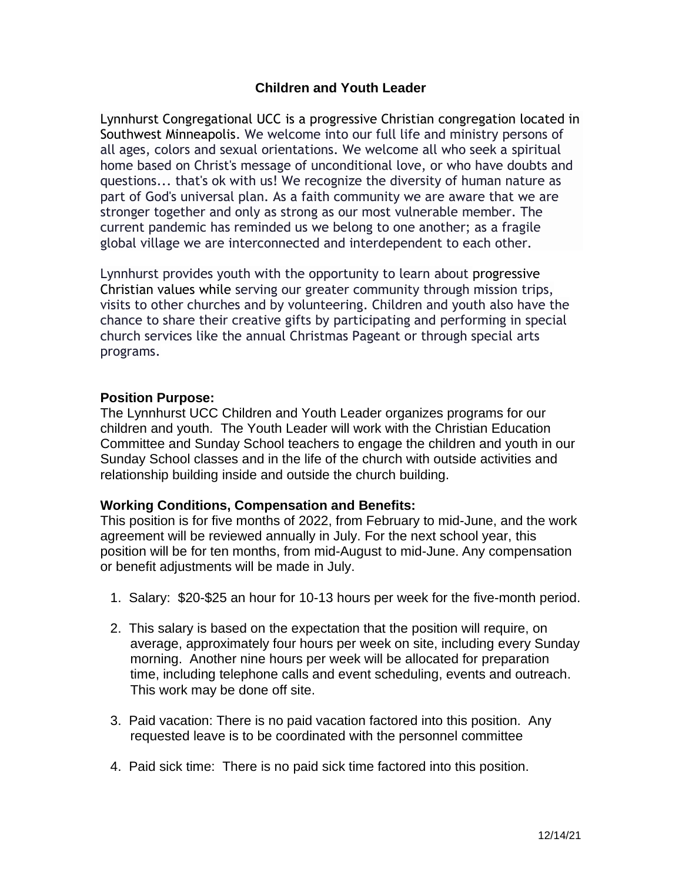# Children and Youth Leader

Lynnhurst Congregational UCC is a progressive Christian congregation located in Southwest Minneapolis. We welcome into our full life and ministry persons of all ages, colors and sexual orientations. We welcome all who seek a spiritual home based on Christ's message of unconditional love, or who have doubts and questions... that's ok with us! We recognize the diversity of human nature as part of God's universal plan. As a faith community we are aware that we are stronger together and only as strong as our most vulnerable member. The current pandemic has reminded us we belong to one another; as a fragile global village we are interconnected and interdependent to each other.

Lynnhurst provides youth with the opportunity to learn about progressive Christian values while serving our greater community through mission trips, visits to other churches and by volunteering. Children and youth also have the chance to share their creative gifts by participating and performing in special church services like the annual Christmas Pageant or through special arts programs.

**Position Purpose:**
The Lynnhurst UCC Children and Youth Leader organizes programs for our children and youth. The Youth Leader will work with the Christian Education Committee and Sunday School teachers to engage the children and youth in our Sunday School classes and in the life of the church with outside activities and relationship building inside and outside the church building.

**Working Conditions, Compensation and Benefits:**
This position is for five months of 2022, from February to mid-June, and the work agreement will be reviewed annually in July. For the next school year, this position will be for ten months, from mid-August to mid-June. Any compensation or benefit adjustments will be made in July.

1. Salary: $20-$25 an hour for 10-13 hours per week for the five-month period.
2. This salary is based on the expectation that the position will require, on average, approximately four hours per week on site, including every Sunday morning. Another nine hours per week will be allocated for preparation time, including telephone calls and event scheduling, events and outreach. This work may be done off site.
3. Paid vacation: There is no paid vacation factored into this position. Any requested leave is to be coordinated with the personnel committee
4. Paid sick time: There is no paid sick time factored into this position.

12/14/21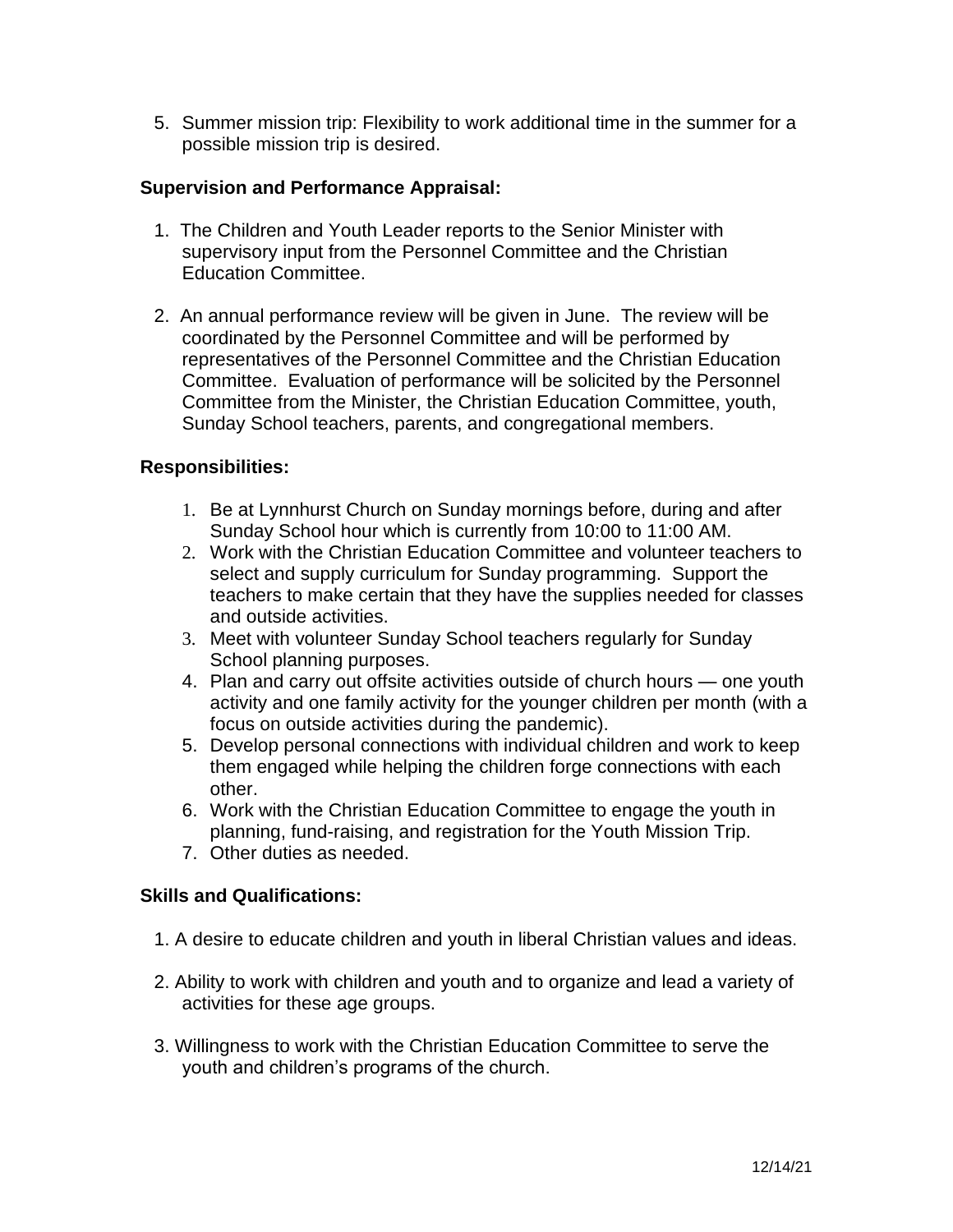5. Summer mission trip: Flexibility to work additional time in the summer for a possible mission trip is desired.

**Supervision and Performance Appraisal:**

1. The Children and Youth Leader reports to the Senior Minister with supervisory input from the Personnel Committee and the Christian Education Committee.

2. An annual performance review will be given in June. The review will be coordinated by the Personnel Committee and will be performed by representatives of the Personnel Committee and the Christian Education Committee. Evaluation of performance will be solicited by the Personnel Committee from the Minister, the Christian Education Committee, youth, Sunday School teachers, parents, and congregational members.

**Responsibilities:**

1. Be at Lynnhurst Church on Sunday mornings before, during and after Sunday School hour which is currently from 10:00 to 11:00 AM.
2. Work with the Christian Education Committee and volunteer teachers to select and supply curriculum for Sunday programming. Support the teachers to make certain that they have the supplies needed for classes and outside activities.
3. Meet with volunteer Sunday School teachers regularly for Sunday School planning purposes.
4. Plan and carry out offsite activities outside of church hours — one youth activity and one family activity for the younger children per month (with a focus on outside activities during the pandemic).
5. Develop personal connections with individual children and work to keep them engaged while helping the children forge connections with each other.
6. Work with the Christian Education Committee to engage the youth in planning, fund-raising, and registration for the Youth Mission Trip.
7. Other duties as needed.

**Skills and Qualifications:**

1. A desire to educate children and youth in liberal Christian values and ideas.

2. Ability to work with children and youth and to organize and lead a variety of activities for these age groups.

3. Willingness to work with the Christian Education Committee to serve the youth and children's programs of the church.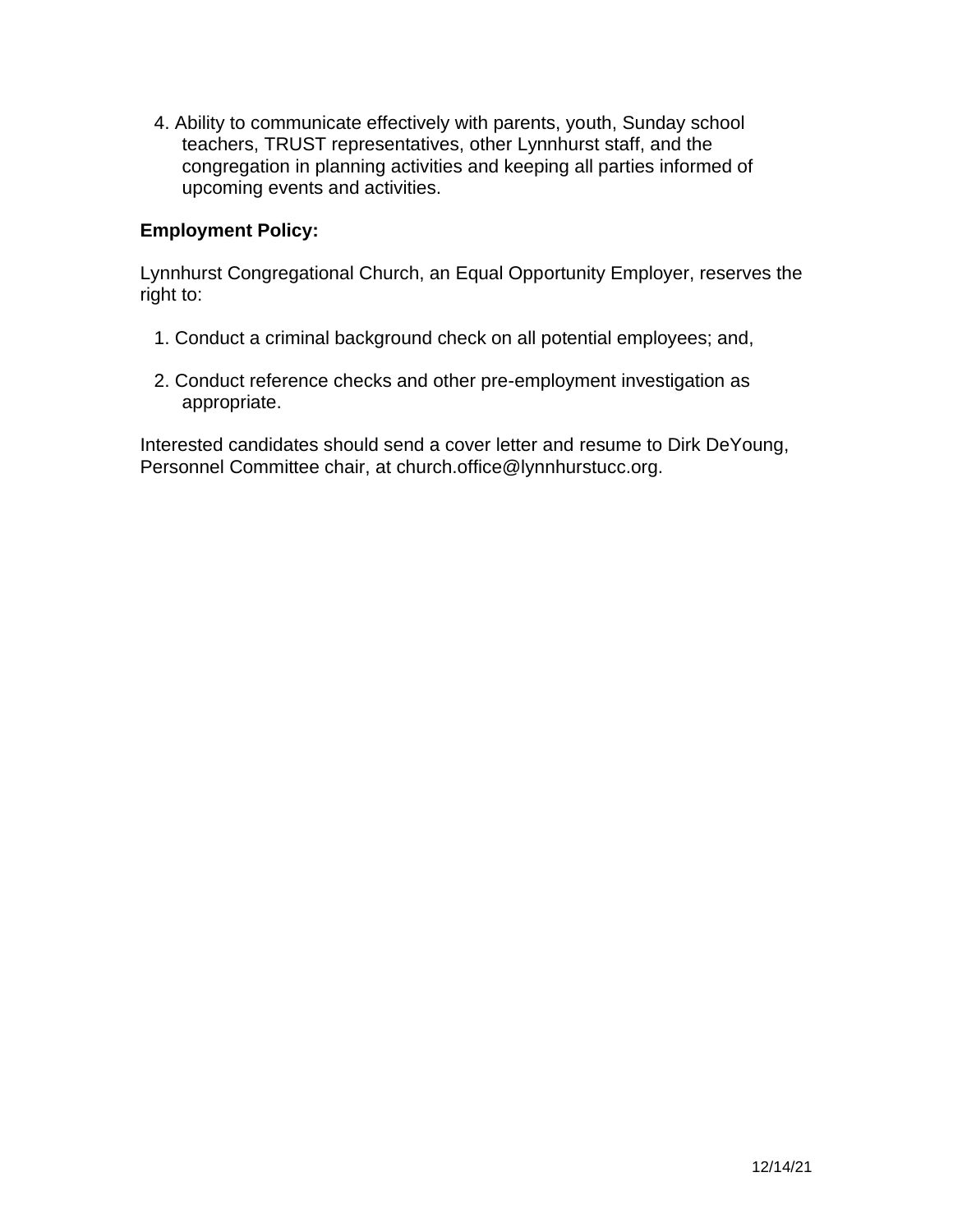4. Ability to communicate effectively with parents, youth, Sunday school teachers, TRUST representatives, other Lynnhurst staff, and the congregation in planning activities and keeping all parties informed of upcoming events and activities.

**Employment Policy:**

Lynnhurst Congregational Church, an Equal Opportunity Employer, reserves the right to:

1. Conduct a criminal background check on all potential employees; and,

2. Conduct reference checks and other pre-employment investigation as appropriate.

Interested candidates should send a cover letter and resume to Dirk DeYoung, Personnel Committee chair, at church.office@lynnhurstucc.org.

12/14/21